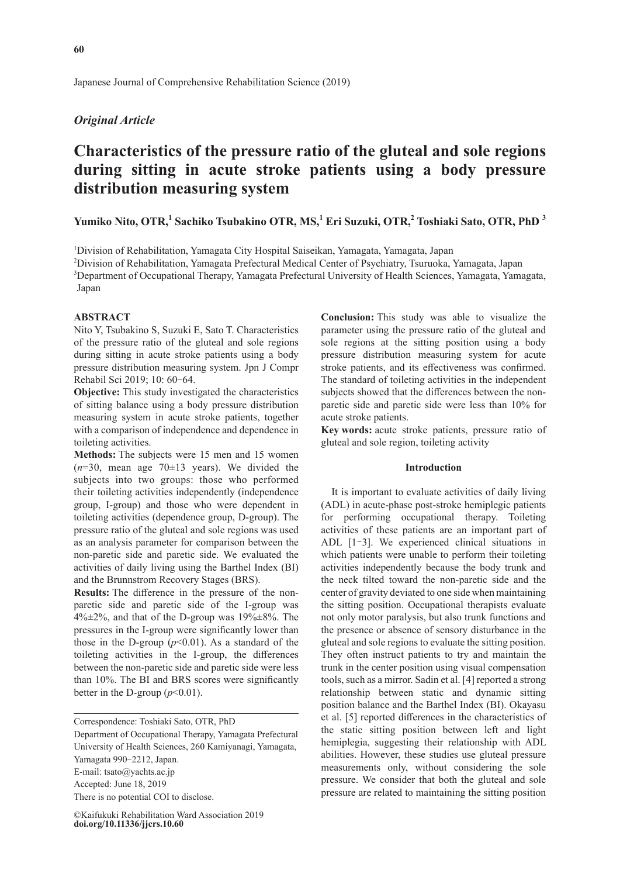Japanese Journal of Comprehensive Rehabilitation Science (2019)

*Original Article*

# Characteristics of the pressure ratio of the gluteal and sole regions during sitting in acute stroke patients using a body pressure distribution measuring system

**Yumiko Nito, OTR,[1] Sachiko Tsubakino OTR, MS,[1] Eri Suzuki, OTR,[2] Toshiaki Sato, OTR, PhD [3]**

[1]Division of Rehabilitation, Yamagata City Hospital Saiseikan, Yamagata, Yamagata, Japan
[2]Division of Rehabilitation, Yamagata Prefectural Medical Center of Psychiatry, Tsuruoka, Yamagata, Japan
[3]Department of Occupational Therapy, Yamagata Prefectural University of Health Sciences, Yamagata, Yamagata, Japan

## ABSTRACT

Nito Y, Tsubakino S, Suzuki E, Sato T. Characteristics of the pressure ratio of the gluteal and sole regions during sitting in acute stroke patients using a body pressure distribution measuring system. Jpn J Compr Rehabil Sci 2019; 10: 60−64.

**Objective:** This study investigated the characteristics of sitting balance using a body pressure distribution measuring system in acute stroke patients, together with a comparison of independence and dependence in toileting activities.

**Methods:** The subjects were 15 men and 15 women (*n*=30, mean age 70±13 years). We divided the subjects into two groups: those who performed their toileting activities independently (independence group, I-group) and those who were dependent in toileting activities (dependence group, D-group). The pressure ratio of the gluteal and sole regions was used as an analysis parameter for comparison between the non-paretic side and paretic side. We evaluated the activities of daily living using the Barthel Index (BI) and the Brunnstrom Recovery Stages (BRS).

**Results:** The difference in the pressure of the non-paretic side and paretic side of the I-group was 4%±2%, and that of the D-group was 19%±8%. The pressures in the I-group were significantly lower than those in the D-group ($p$<0.01). As a standard of the toileting activities in the I-group, the differences between the non-paretic side and paretic side were less than 10%. The BI and BRS scores were significantly better in the D-group ($p$<0.01).

**Conclusion:** This study was able to visualize the parameter using the pressure ratio of the gluteal and sole regions at the sitting position using a body pressure distribution measuring system for acute stroke patients, and its effectiveness was confirmed. The standard of toileting activities in the independent subjects showed that the differences between the non-paretic side and paretic side were less than 10% for acute stroke patients.

**Key words:** acute stroke patients, pressure ratio of gluteal and sole region, toileting activity

Correspondence: Toshiaki Sato, OTR, PhD
Department of Occupational Therapy, Yamagata Prefectural University of Health Sciences, 260 Kamiyanagi, Yamagata, Yamagata 990−2212, Japan.
E-mail: tsato@yachts.ac.jp
Accepted: June 18, 2019
There is no potential COI to disclose.

©Kaifukuki Rehabilitation Ward Association 2019
**doi.org/10.11336/jjcrs.10.60**

## Introduction

It is important to evaluate activities of daily living (ADL) in acute-phase post-stroke hemiplegic patients for performing occupational therapy. Toileting activities of these patients are an important part of ADL [1−3]. We experienced clinical situations in which patients were unable to perform their toileting activities independently because the body trunk and the neck tilted toward the non-paretic side and the center of gravity deviated to one side when maintaining the sitting position. Occupational therapists evaluate not only motor paralysis, but also trunk functions and the presence or absence of sensory disturbance in the gluteal and sole regions to evaluate the sitting position. They often instruct patients to try and maintain the trunk in the center position using visual compensation tools, such as a mirror. Sadin et al. [4] reported a strong relationship between static and dynamic sitting position balance and the Barthel Index (BI). Okayasu et al. [5] reported differences in the characteristics of the static sitting position between left and light hemiplegia, suggesting their relationship with ADL abilities. However, these studies use gluteal pressure measurements only, without considering the sole pressure. We consider that both the gluteal and sole pressure are related to maintaining the sitting position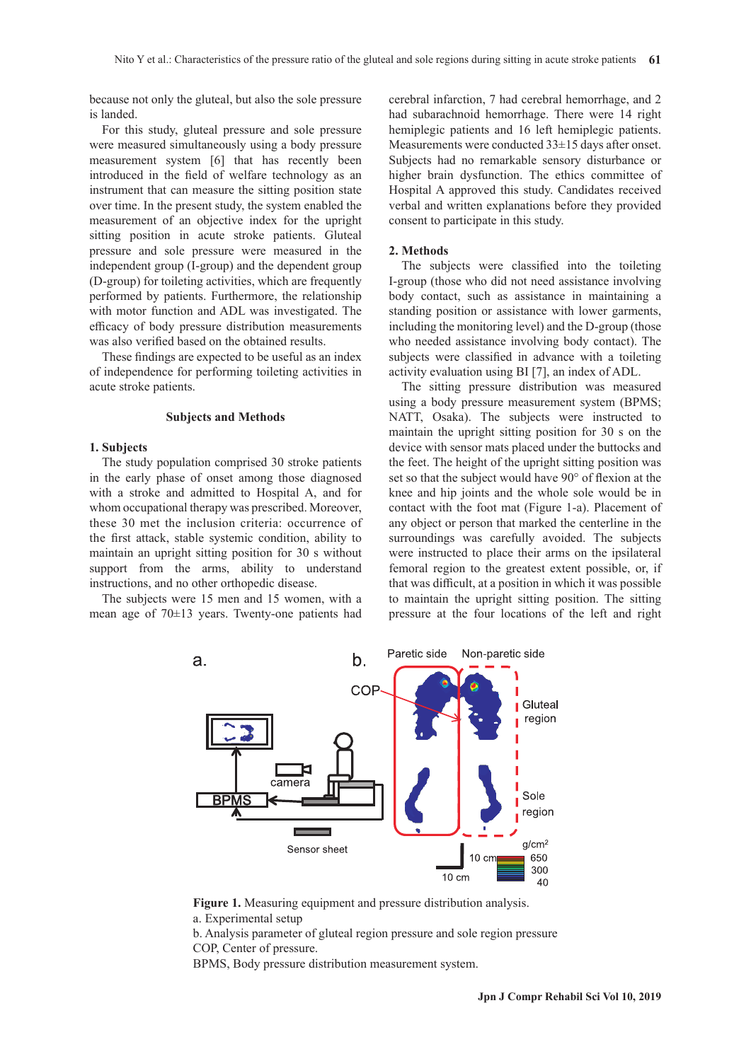because not only the gluteal, but also the sole pressure is landed.

For this study, gluteal pressure and sole pressure were measured simultaneously using a body pressure measurement system [6] that has recently been introduced in the field of welfare technology as an instrument that can measure the sitting position state over time. In the present study, the system enabled the measurement of an objective index for the upright sitting position in acute stroke patients. Gluteal pressure and sole pressure were measured in the independent group (I-group) and the dependent group (D-group) for toileting activities, which are frequently performed by patients. Furthermore, the relationship with motor function and ADL was investigated. The efficacy of body pressure distribution measurements was also verified based on the obtained results.

These findings are expected to be useful as an index of independence for performing toileting activities in acute stroke patients.

## Subjects and Methods

### 1. Subjects

The study population comprised 30 stroke patients in the early phase of onset among those diagnosed with a stroke and admitted to Hospital A, and for whom occupational therapy was prescribed. Moreover, these 30 met the inclusion criteria: occurrence of the first attack, stable systemic condition, ability to maintain an upright sitting position for 30 s without support from the arms, ability to understand instructions, and no other orthopedic disease.

The subjects were 15 men and 15 women, with a mean age of 70±13 years. Twenty-one patients had cerebral infarction, 7 had cerebral hemorrhage, and 2 had subarachnoid hemorrhage. There were 14 right hemiplegic patients and 16 left hemiplegic patients. Measurements were conducted 33±15 days after onset. Subjects had no remarkable sensory disturbance or higher brain dysfunction. The ethics committee of Hospital A approved this study. Candidates received verbal and written explanations before they provided consent to participate in this study.

### 2. Methods

The subjects were classified into the toileting I-group (those who did not need assistance involving body contact, such as assistance in maintaining a standing position or assistance with lower garments, including the monitoring level) and the D-group (those who needed assistance involving body contact). The subjects were classified in advance with a toileting activity evaluation using BI [7], an index of ADL.

The sitting pressure distribution was measured using a body pressure measurement system (BPMS; NATT, Osaka). The subjects were instructed to maintain the upright sitting position for 30 s on the device with sensor mats placed under the buttocks and the feet. The height of the upright sitting position was set so that the subject would have 90° of flexion at the knee and hip joints and the whole sole would be in contact with the foot mat (Figure 1-a). Placement of any object or person that marked the centerline in the surroundings was carefully avoided. The subjects were instructed to place their arms on the ipsilateral femoral region to the greatest extent possible, or, if that was difficult, at a position in which it was possible to maintain the upright sitting position. The sitting pressure at the four locations of the left and right

**Figure 1.** Measuring equipment and pressure distribution analysis.
a. Experimental setup
b. Analysis parameter of gluteal region pressure and sole region pressure
COP, Center of pressure.
BPMS, Body pressure distribution measurement system.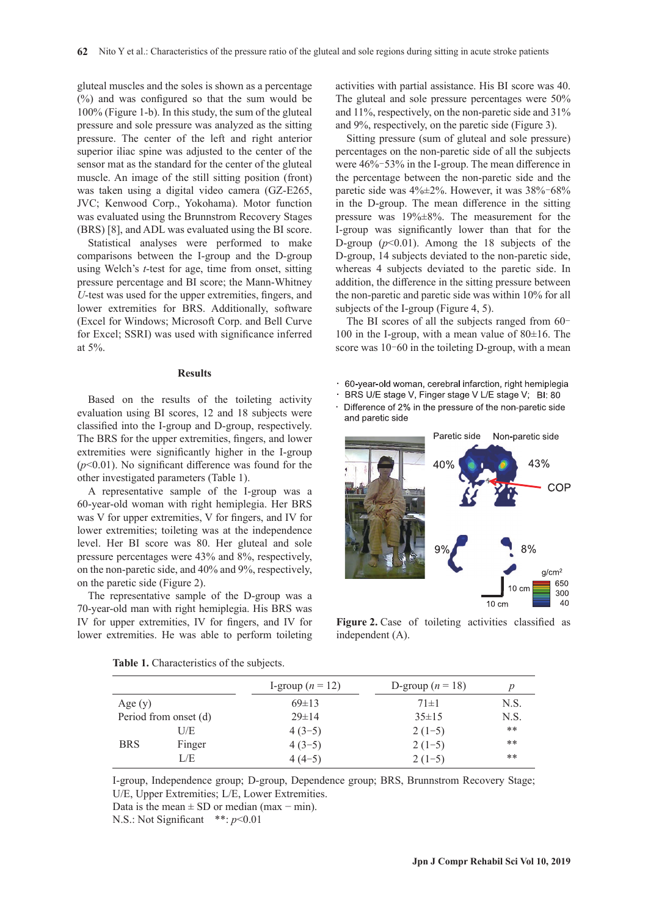gluteal muscles and the soles is shown as a percentage (%) and was configured so that the sum would be 100% (Figure 1-b). In this study, the sum of the gluteal pressure and sole pressure was analyzed as the sitting pressure. The center of the left and right anterior superior iliac spine was adjusted to the center of the sensor mat as the standard for the center of the gluteal muscle. An image of the still sitting position (front) was taken using a digital video camera (GZ-E265, JVC; Kenwood Corp., Yokohama). Motor function was evaluated using the Brunnstrom Recovery Stages (BRS) [8], and ADL was evaluated using the BI score.

Statistical analyses were performed to make comparisons between the I-group and the D-group using Welch's *t*-test for age, time from onset, sitting pressure percentage and BI score; the Mann-Whitney *U*-test was used for the upper extremities, fingers, and lower extremities for BRS. Additionally, software (Excel for Windows; Microsoft Corp. and Bell Curve for Excel; SSRI) was used with significance inferred at 5%.

## Results

Based on the results of the toileting activity evaluation using BI scores, 12 and 18 subjects were classified into the I-group and D-group, respectively. The BRS for the upper extremities, fingers, and lower extremities were significantly higher in the I-group ($p<0.01$). No significant difference was found for the other investigated parameters (Table 1).

A representative sample of the I-group was a 60-year-old woman with right hemiplegia. Her BRS was V for upper extremities, V for fingers, and IV for lower extremities; toileting was at the independence level. Her BI score was 80. Her gluteal and sole pressure percentages were 43% and 8%, respectively, on the non-paretic side, and 40% and 9%, respectively, on the paretic side (Figure 2).

The representative sample of the D-group was a 70-year-old man with right hemiplegia. His BRS was IV for upper extremities, IV for fingers, and IV for lower extremities. He was able to perform toileting activities with partial assistance. His BI score was 40. The gluteal and sole pressure percentages were 50% and 11%, respectively, on the non-paretic side and 31% and 9%, respectively, on the paretic side (Figure 3).

Sitting pressure (sum of gluteal and sole pressure) percentages on the non-paretic side of all the subjects were 46%−53% in the I-group. The mean difference in the percentage between the non-paretic side and the paretic side was 4%±2%. However, it was 38%−68% in the D-group. The mean difference in the sitting pressure was 19%±8%. The measurement for the I-group was significantly lower than that for the D-group ($p<0.01$). Among the 18 subjects of the D-group, 14 subjects deviated to the non-paretic side, whereas 4 subjects deviated to the paretic side. In addition, the difference in the sitting pressure between the non-paretic and paretic side was within 10% for all subjects of the I-group (Figure 4, 5).

The BI scores of all the subjects ranged from 60−100 in the I-group, with a mean value of 80±16. The score was 10−60 in the toileting D-group, with a mean

- 60-year-old woman, cerebral infarction, right hemiplegia
- BRS U/E stage V, Finger stage V L/E stage V; BI: 80
- Difference of 2% in the pressure of the non-paretic side and paretic side

**Figure 2.** Case of toileting activities classified as independent (A).

**Table 1.** Characteristics of the subjects.

| | | I-group ($n$ = 12) | D-group ($n$ = 18) | $p$ |
|---|---|---|---|---|
| Age (y) | | 69±13 | 71±1 | N.S. |
| Period from onset (d) | | 29±14 | 35±15 | N.S. |
| BRS | U/E | 4 (3−5) | 2 (1−5) | ** |
| | Finger | 4 (3−5) | 2 (1−5) | ** |
| | L/E | 4 (4−5) | 2 (1−5) | ** |

I-group, Independence group; D-group, Dependence group; BRS, Brunnstrom Recovery Stage; U/E, Upper Extremities; L/E, Lower Extremities.
Data is the mean ± SD or median (max − min).
N.S.: Not Significant **: $p<0.01$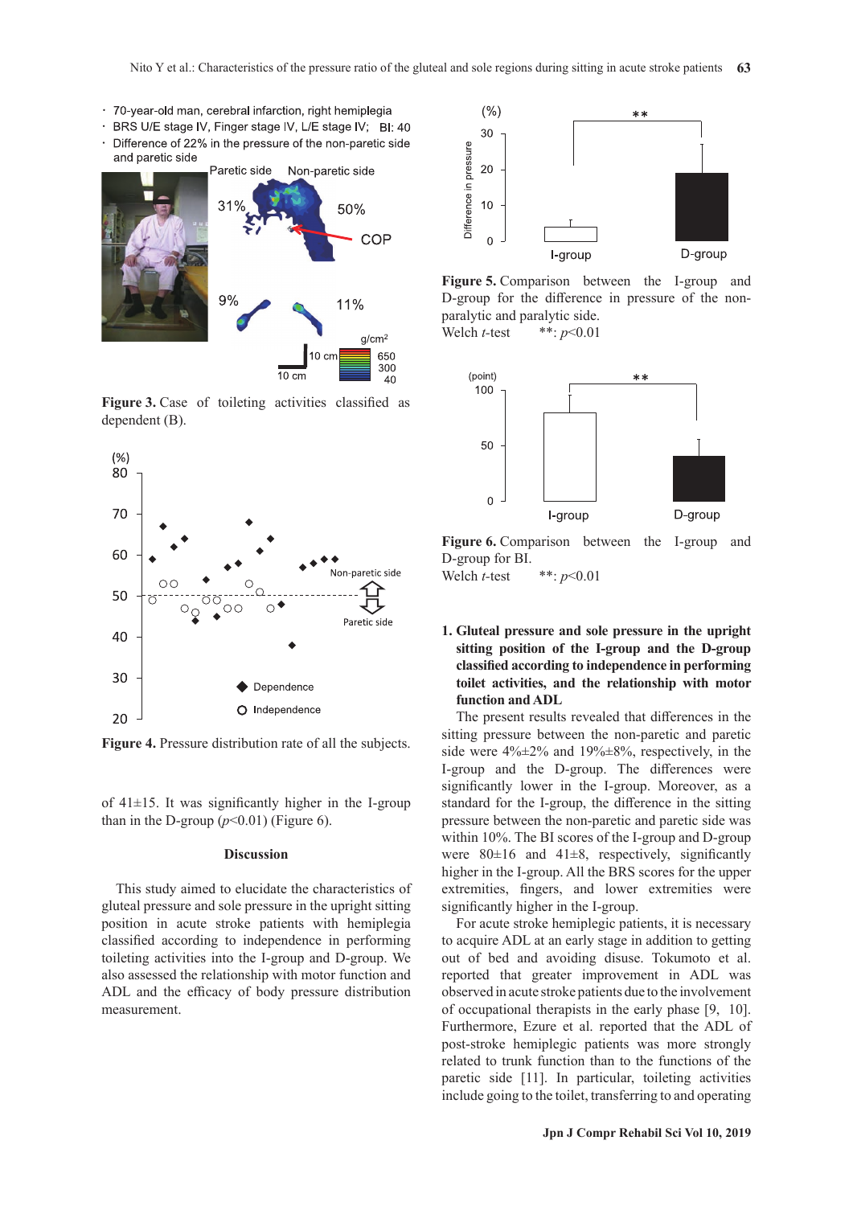- 70-year-old man, cerebral infarction, right hemiplegia
- BRS U/E stage IV, Finger stage IV, L/E stage IV; BI: 40
- Difference of 22% in the pressure of the non-paretic side and paretic side

**Figure 3.** Case of toileting activities classified as dependent (B).

**Figure 4.** Pressure distribution rate of all the subjects.

of 41±15. It was significantly higher in the I-group than in the D-group ($p$<0.01) (Figure 6).

**Figure 5.** Comparison between the I-group and D-group for the difference in pressure of the non-paralytic and paralytic side.
Welch $t$-test **: $p$<0.01

**Figure 6.** Comparison between the I-group and D-group for BI.
Welch $t$-test **: $p$<0.01

## Discussion

This study aimed to elucidate the characteristics of gluteal pressure and sole pressure in the upright sitting position in acute stroke patients with hemiplegia classified according to independence in performing toileting activities into the I-group and D-group. We also assessed the relationship with motor function and ADL and the efficacy of body pressure distribution measurement.

### 1. Gluteal pressure and sole pressure in the upright sitting position of the I-group and the D-group classified according to independence in performing toilet activities, and the relationship with motor function and ADL

The present results revealed that differences in the sitting pressure between the non-paretic and paretic side were 4%±2% and 19%±8%, respectively, in the I-group and the D-group. The differences were significantly lower in the I-group. Moreover, as a standard for the I-group, the difference in the sitting pressure between the non-paretic and paretic side was within 10%. The BI scores of the I-group and D-group were 80±16 and 41±8, respectively, significantly higher in the I-group. All the BRS scores for the upper extremities, fingers, and lower extremities were significantly higher in the I-group.

For acute stroke hemiplegic patients, it is necessary to acquire ADL at an early stage in addition to getting out of bed and avoiding disuse. Tokumoto et al. reported that greater improvement in ADL was observed in acute stroke patients due to the involvement of occupational therapists in the early phase [9, 10]. Furthermore, Ezure et al. reported that the ADL of post-stroke hemiplegic patients was more strongly related to trunk function than to the functions of the paretic side [11]. In particular, toileting activities include going to the toilet, transferring to and operating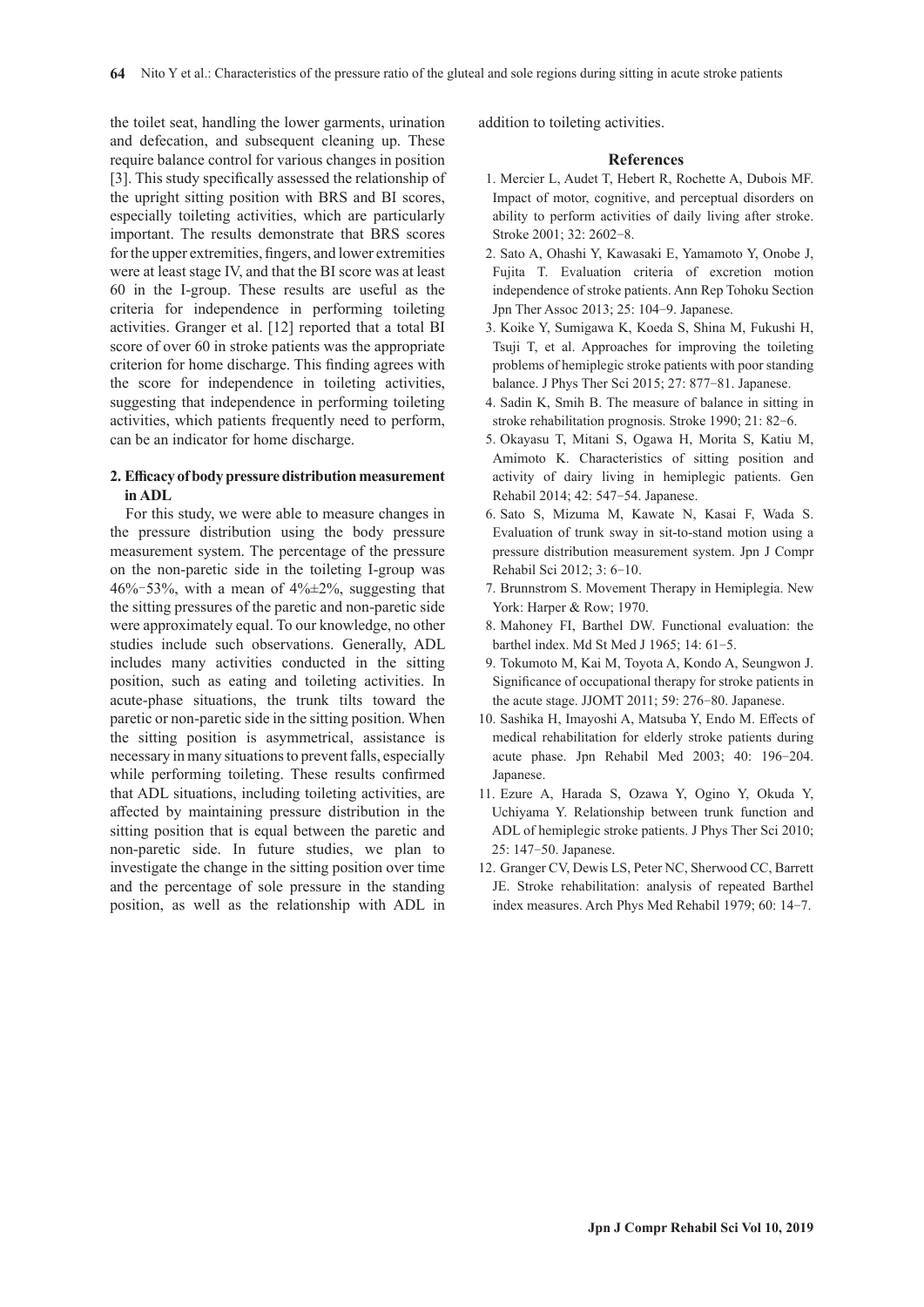the toilet seat, handling the lower garments, urination and defecation, and subsequent cleaning up. These require balance control for various changes in position [3]. This study specifically assessed the relationship of the upright sitting position with BRS and BI scores, especially toileting activities, which are particularly important. The results demonstrate that BRS scores for the upper extremities, fingers, and lower extremities were at least stage IV, and that the BI score was at least 60 in the I-group. These results are useful as the criteria for independence in performing toileting activities. Granger et al. [12] reported that a total BI score of over 60 in stroke patients was the appropriate criterion for home discharge. This finding agrees with the score for independence in toileting activities, suggesting that independence in performing toileting activities, which patients frequently need to perform, can be an indicator for home discharge.

### 2. Efficacy of body pressure distribution measurement in ADL

For this study, we were able to measure changes in the pressure distribution using the body pressure measurement system. The percentage of the pressure on the non-paretic side in the toileting I-group was 46%−53%, with a mean of 4%±2%, suggesting that the sitting pressures of the paretic and non-paretic side were approximately equal. To our knowledge, no other studies include such observations. Generally, ADL includes many activities conducted in the sitting position, such as eating and toileting activities. In acute-phase situations, the trunk tilts toward the paretic or non-paretic side in the sitting position. When the sitting position is asymmetrical, assistance is necessary in many situations to prevent falls, especially while performing toileting. These results confirmed that ADL situations, including toileting activities, are affected by maintaining pressure distribution in the sitting position that is equal between the paretic and non-paretic side. In future studies, we plan to investigate the change in the sitting position over time and the percentage of sole pressure in the standing position, as well as the relationship with ADL in addition to toileting activities.

## References

1. Mercier L, Audet T, Hebert R, Rochette A, Dubois MF. Impact of motor, cognitive, and perceptual disorders on ability to perform activities of daily living after stroke. Stroke 2001; 32: 2602−8.
2. Sato A, Ohashi Y, Kawasaki E, Yamamoto Y, Onobe J, Fujita T. Evaluation criteria of excretion motion independence of stroke patients. Ann Rep Tohoku Section Jpn Ther Assoc 2013; 25: 104−9. Japanese.
3. Koike Y, Sumigawa K, Koeda S, Shina M, Fukushi H, Tsuji T, et al. Approaches for improving the toileting problems of hemiplegic stroke patients with poor standing balance. J Phys Ther Sci 2015; 27: 877−81. Japanese.
4. Sadin K, Smih B. The measure of balance in sitting in stroke rehabilitation prognosis. Stroke 1990; 21: 82−6.
5. Okayasu T, Mitani S, Ogawa H, Morita S, Katiu M, Amimoto K. Characteristics of sitting position and activity of dairy living in hemiplegic patients. Gen Rehabil 2014; 42: 547−54. Japanese.
6. Sato S, Mizuma M, Kawate N, Kasai F, Wada S. Evaluation of trunk sway in sit-to-stand motion using a pressure distribution measurement system. Jpn J Compr Rehabil Sci 2012; 3: 6−10.
7. Brunnstrom S. Movement Therapy in Hemiplegia. New York: Harper & Row; 1970.
8. Mahoney FI, Barthel DW. Functional evaluation: the barthel index. Md St Med J 1965; 14: 61−5.
9. Tokumoto M, Kai M, Toyota A, Kondo A, Seungwon J. Significance of occupational therapy for stroke patients in the acute stage. JJOMT 2011; 59: 276−80. Japanese.
10. Sashika H, Imayoshi A, Matsuba Y, Endo M. Effects of medical rehabilitation for elderly stroke patients during acute phase. Jpn Rehabil Med 2003; 40: 196−204. Japanese.
11. Ezure A, Harada S, Ozawa Y, Ogino Y, Okuda Y, Uchiyama Y. Relationship between trunk function and ADL of hemiplegic stroke patients. J Phys Ther Sci 2010; 25: 147−50. Japanese.
12. Granger CV, Dewis LS, Peter NC, Sherwood CC, Barrett JE. Stroke rehabilitation: analysis of repeated Barthel index measures. Arch Phys Med Rehabil 1979; 60: 14−7.